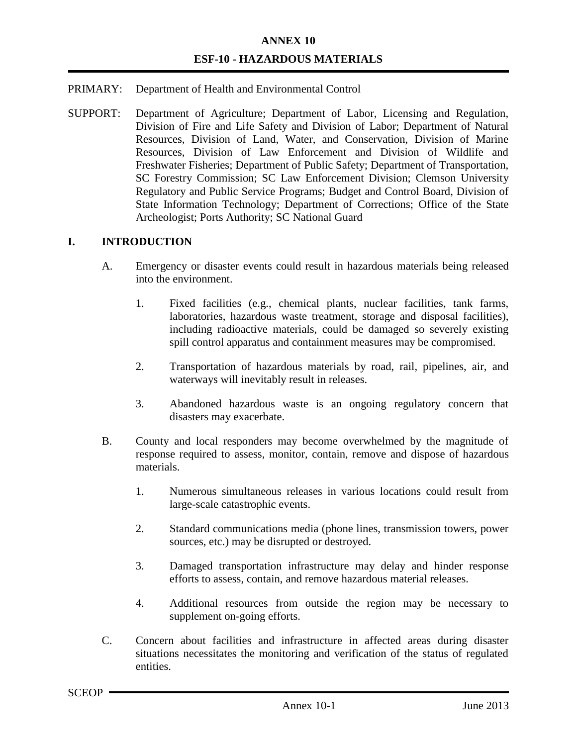# ANNEX 10

## ESF-10 - HAZARDOUS MATERIALS

PRIMARY: Department of Health and Environmental Control

SUPPORT: Department of Agriculture; Department of Labor, Licensing and Regulation, Division of Fire and Life Safety and Division of Labor; Department of Natural Resources, Division of Land, Water, and Conservation, Division of Marine Resources, Division of Law Enforcement and Division of Wildlife and Freshwater Fisheries; Department of Public Safety; Department of Transportation, SC Forestry Commission; SC Law Enforcement Division; Clemson University Regulatory and Public Service Programs; Budget and Control Board, Division of State Information Technology; Department of Corrections; Office of the State Archeologist; Ports Authority; SC National Guard

## I. INTRODUCTION

A. Emergency or disaster events could result in hazardous materials being released into the environment.

1. Fixed facilities (e.g., chemical plants, nuclear facilities, tank farms, laboratories, hazardous waste treatment, storage and disposal facilities), including radioactive materials, could be damaged so severely existing spill control apparatus and containment measures may be compromised.

2. Transportation of hazardous materials by road, rail, pipelines, air, and waterways will inevitably result in releases.

3. Abandoned hazardous waste is an ongoing regulatory concern that disasters may exacerbate.

B. County and local responders may become overwhelmed by the magnitude of response required to assess, monitor, contain, remove and dispose of hazardous materials.

1. Numerous simultaneous releases in various locations could result from large-scale catastrophic events.

2. Standard communications media (phone lines, transmission towers, power sources, etc.) may be disrupted or destroyed.

3. Damaged transportation infrastructure may delay and hinder response efforts to assess, contain, and remove hazardous material releases.

4. Additional resources from outside the region may be necessary to supplement on-going efforts.

C. Concern about facilities and infrastructure in affected areas during disaster situations necessitates the monitoring and verification of the status of regulated entities.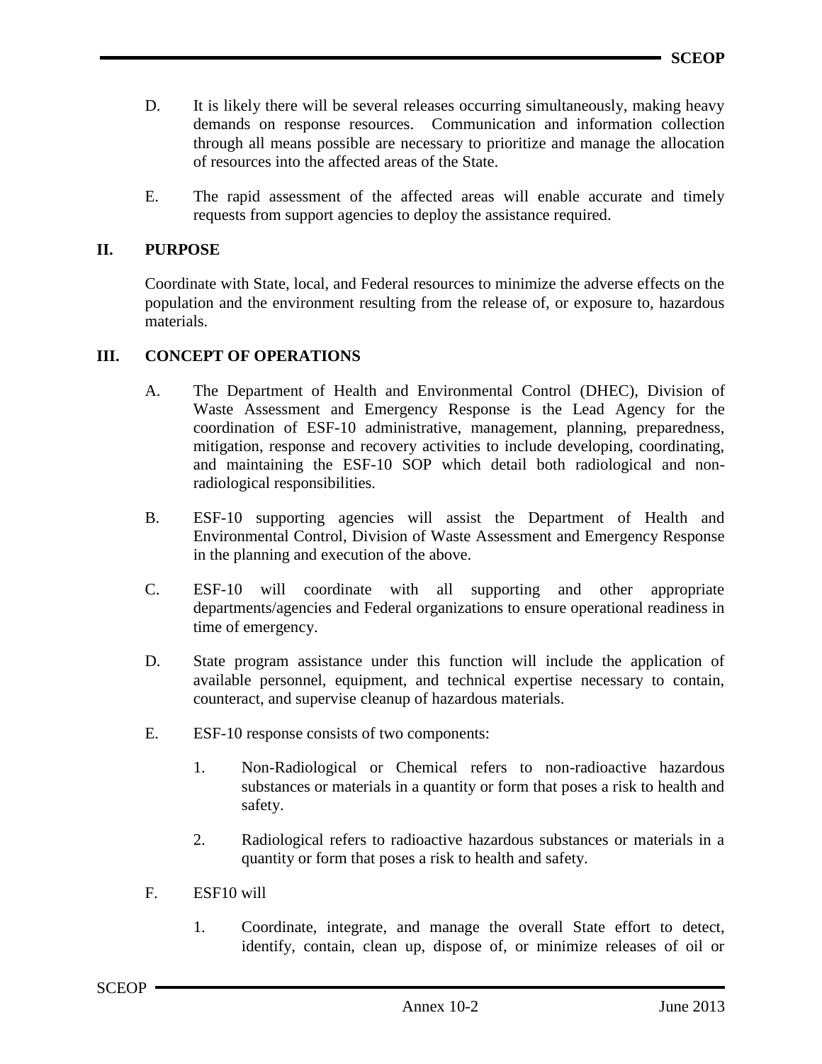D. It is likely there will be several releases occurring simultaneously, making heavy demands on response resources. Communication and information collection through all means possible are necessary to prioritize and manage the allocation of resources into the affected areas of the State.

E. The rapid assessment of the affected areas will enable accurate and timely requests from support agencies to deploy the assistance required.

## II. PURPOSE

Coordinate with State, local, and Federal resources to minimize the adverse effects on the population and the environment resulting from the release of, or exposure to, hazardous materials.

## III. CONCEPT OF OPERATIONS

A. The Department of Health and Environmental Control (DHEC), Division of Waste Assessment and Emergency Response is the Lead Agency for the coordination of ESF-10 administrative, management, planning, preparedness, mitigation, response and recovery activities to include developing, coordinating, and maintaining the ESF-10 SOP which detail both radiological and non-radiological responsibilities.

B. ESF-10 supporting agencies will assist the Department of Health and Environmental Control, Division of Waste Assessment and Emergency Response in the planning and execution of the above.

C. ESF-10 will coordinate with all supporting and other appropriate departments/agencies and Federal organizations to ensure operational readiness in time of emergency.

D. State program assistance under this function will include the application of available personnel, equipment, and technical expertise necessary to contain, counteract, and supervise cleanup of hazardous materials.

E. ESF-10 response consists of two components:

   1. Non-Radiological or Chemical refers to non-radioactive hazardous substances or materials in a quantity or form that poses a risk to health and safety.

   2. Radiological refers to radioactive hazardous substances or materials in a quantity or form that poses a risk to health and safety.

F. ESF10 will

   1. Coordinate, integrate, and manage the overall State effort to detect, identify, contain, clean up, dispose of, or minimize releases of oil or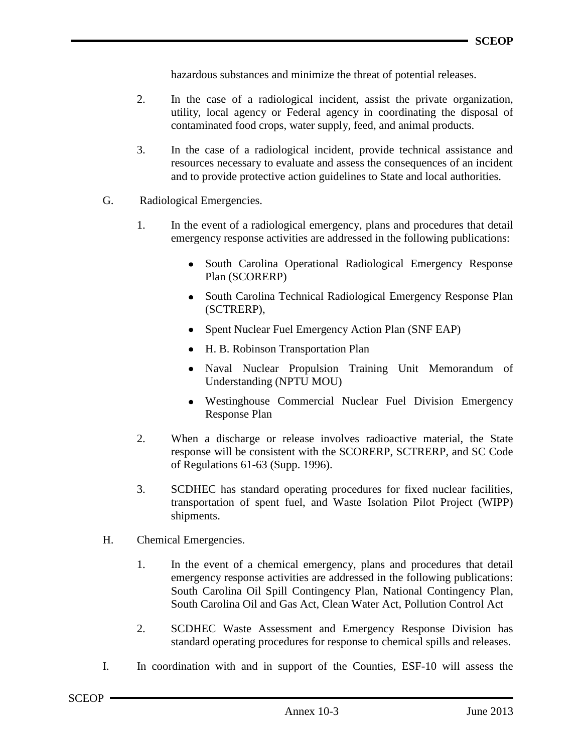hazardous substances and minimize the threat of potential releases.

2. In the case of a radiological incident, assist the private organization, utility, local agency or Federal agency in coordinating the disposal of contaminated food crops, water supply, feed, and animal products.

3. In the case of a radiological incident, provide technical assistance and resources necessary to evaluate and assess the consequences of an incident and to provide protective action guidelines to State and local authorities.

G. Radiological Emergencies.

1. In the event of a radiological emergency, plans and procedures that detail emergency response activities are addressed in the following publications:

   - South Carolina Operational Radiological Emergency Response Plan (SCORERP)
   - South Carolina Technical Radiological Emergency Response Plan (SCTRERP),
   - Spent Nuclear Fuel Emergency Action Plan (SNF EAP)
   - H. B. Robinson Transportation Plan
   - Naval Nuclear Propulsion Training Unit Memorandum of Understanding (NPTU MOU)
   - Westinghouse Commercial Nuclear Fuel Division Emergency Response Plan

2. When a discharge or release involves radioactive material, the State response will be consistent with the SCORERP, SCTRERP, and SC Code of Regulations 61-63 (Supp. 1996).

3. SCDHEC has standard operating procedures for fixed nuclear facilities, transportation of spent fuel, and Waste Isolation Pilot Project (WIPP) shipments.

H. Chemical Emergencies.

1. In the event of a chemical emergency, plans and procedures that detail emergency response activities are addressed in the following publications: South Carolina Oil Spill Contingency Plan, National Contingency Plan, South Carolina Oil and Gas Act, Clean Water Act, Pollution Control Act

2. SCDHEC Waste Assessment and Emergency Response Division has standard operating procedures for response to chemical spills and releases.

I. In coordination with and in support of the Counties, ESF-10 will assess the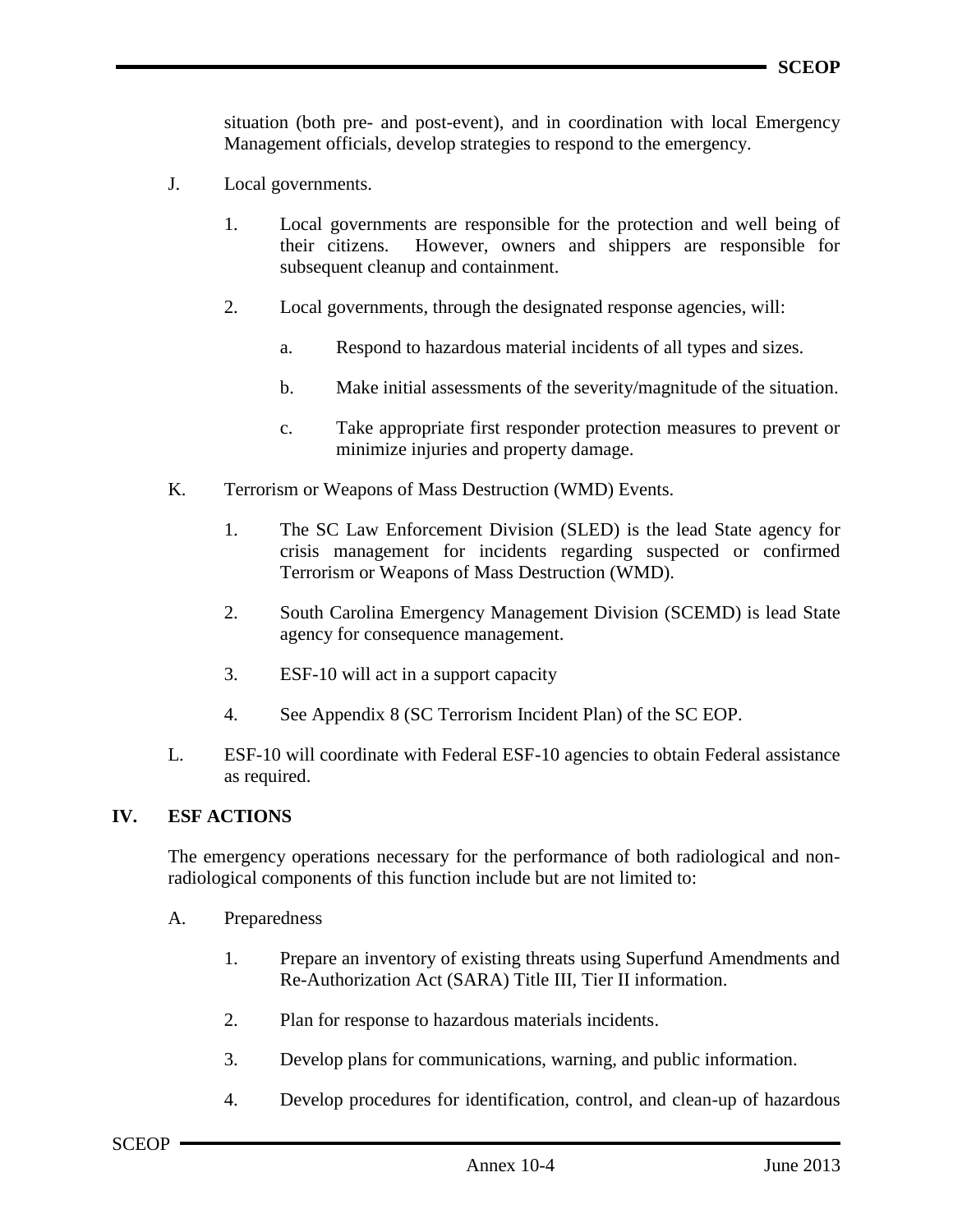situation (both pre- and post-event), and in coordination with local Emergency Management officials, develop strategies to respond to the emergency.

J. Local governments.

1. Local governments are responsible for the protection and well being of their citizens. However, owners and shippers are responsible for subsequent cleanup and containment.

2. Local governments, through the designated response agencies, will:

a. Respond to hazardous material incidents of all types and sizes.

b. Make initial assessments of the severity/magnitude of the situation.

c. Take appropriate first responder protection measures to prevent or minimize injuries and property damage.

K. Terrorism or Weapons of Mass Destruction (WMD) Events.

1. The SC Law Enforcement Division (SLED) is the lead State agency for crisis management for incidents regarding suspected or confirmed Terrorism or Weapons of Mass Destruction (WMD).

2. South Carolina Emergency Management Division (SCEMD) is lead State agency for consequence management.

3. ESF-10 will act in a support capacity

4. See Appendix 8 (SC Terrorism Incident Plan) of the SC EOP.

L. ESF-10 will coordinate with Federal ESF-10 agencies to obtain Federal assistance as required.

## IV. ESF ACTIONS

The emergency operations necessary for the performance of both radiological and non-radiological components of this function include but are not limited to:

A. Preparedness

1. Prepare an inventory of existing threats using Superfund Amendments and Re-Authorization Act (SARA) Title III, Tier II information.

2. Plan for response to hazardous materials incidents.

3. Develop plans for communications, warning, and public information.

4. Develop procedures for identification, control, and clean-up of hazardous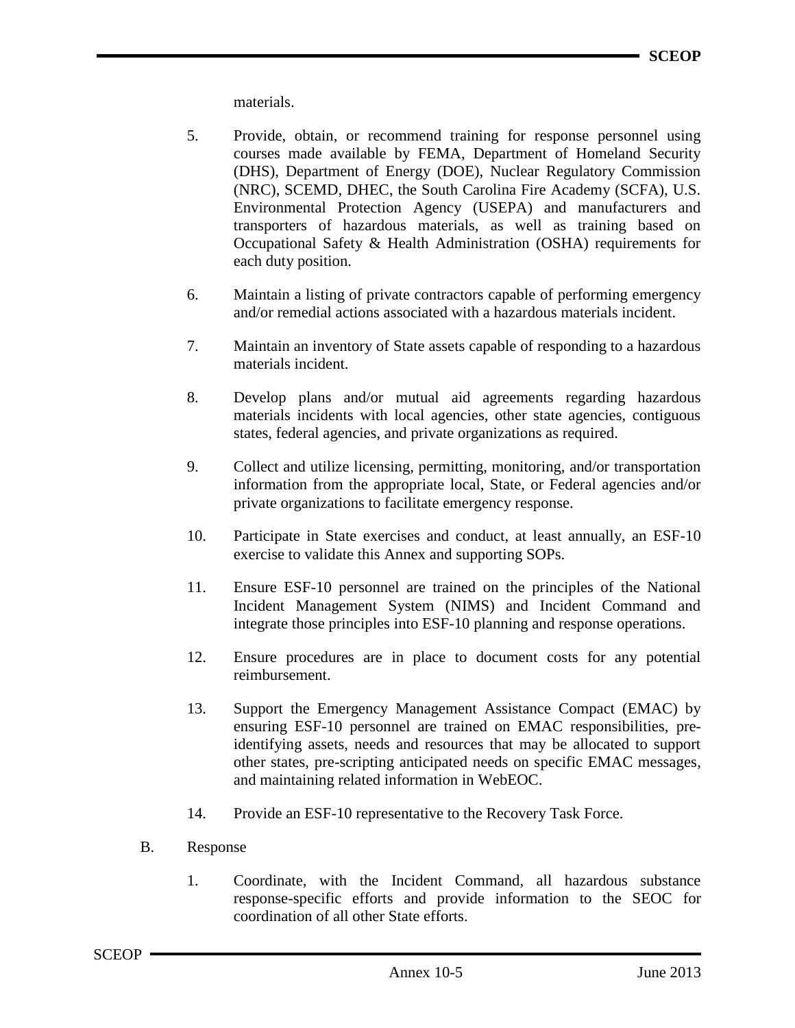materials.

5. Provide, obtain, or recommend training for response personnel using courses made available by FEMA, Department of Homeland Security (DHS), Department of Energy (DOE), Nuclear Regulatory Commission (NRC), SCEMD, DHEC, the South Carolina Fire Academy (SCFA), U.S. Environmental Protection Agency (USEPA) and manufacturers and transporters of hazardous materials, as well as training based on Occupational Safety & Health Administration (OSHA) requirements for each duty position.

6. Maintain a listing of private contractors capable of performing emergency and/or remedial actions associated with a hazardous materials incident.

7. Maintain an inventory of State assets capable of responding to a hazardous materials incident.

8. Develop plans and/or mutual aid agreements regarding hazardous materials incidents with local agencies, other state agencies, contiguous states, federal agencies, and private organizations as required.

9. Collect and utilize licensing, permitting, monitoring, and/or transportation information from the appropriate local, State, or Federal agencies and/or private organizations to facilitate emergency response.

10. Participate in State exercises and conduct, at least annually, an ESF-10 exercise to validate this Annex and supporting SOPs.

11. Ensure ESF-10 personnel are trained on the principles of the National Incident Management System (NIMS) and Incident Command and integrate those principles into ESF-10 planning and response operations.

12. Ensure procedures are in place to document costs for any potential reimbursement.

13. Support the Emergency Management Assistance Compact (EMAC) by ensuring ESF-10 personnel are trained on EMAC responsibilities, pre-identifying assets, needs and resources that may be allocated to support other states, pre-scripting anticipated needs on specific EMAC messages, and maintaining related information in WebEOC.

14. Provide an ESF-10 representative to the Recovery Task Force.

B. Response

1. Coordinate, with the Incident Command, all hazardous substance response-specific efforts and provide information to the SEOC for coordination of all other State efforts.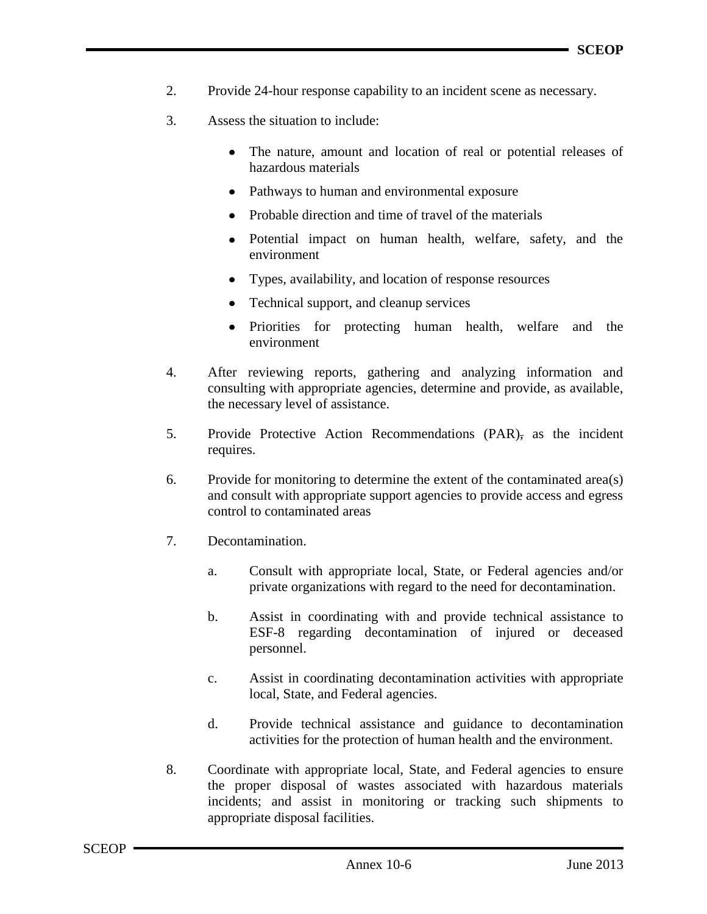2. Provide 24-hour response capability to an incident scene as necessary.

3. Assess the situation to include:

   - The nature, amount and location of real or potential releases of hazardous materials
   - Pathways to human and environmental exposure
   - Probable direction and time of travel of the materials
   - Potential impact on human health, welfare, safety, and the environment
   - Types, availability, and location of response resources
   - Technical support, and cleanup services
   - Priorities for protecting human health, welfare and the environment

4. After reviewing reports, gathering and analyzing information and consulting with appropriate agencies, determine and provide, as available, the necessary level of assistance.

5. Provide Protective Action Recommendations (PAR), as the incident requires.

6. Provide for monitoring to determine the extent of the contaminated area(s) and consult with appropriate support agencies to provide access and egress control to contaminated areas

7. Decontamination.

   a. Consult with appropriate local, State, or Federal agencies and/or private organizations with regard to the need for decontamination.

   b. Assist in coordinating with and provide technical assistance to ESF-8 regarding decontamination of injured or deceased personnel.

   c. Assist in coordinating decontamination activities with appropriate local, State, and Federal agencies.

   d. Provide technical assistance and guidance to decontamination activities for the protection of human health and the environment.

8. Coordinate with appropriate local, State, and Federal agencies to ensure the proper disposal of wastes associated with hazardous materials incidents; and assist in monitoring or tracking such shipments to appropriate disposal facilities.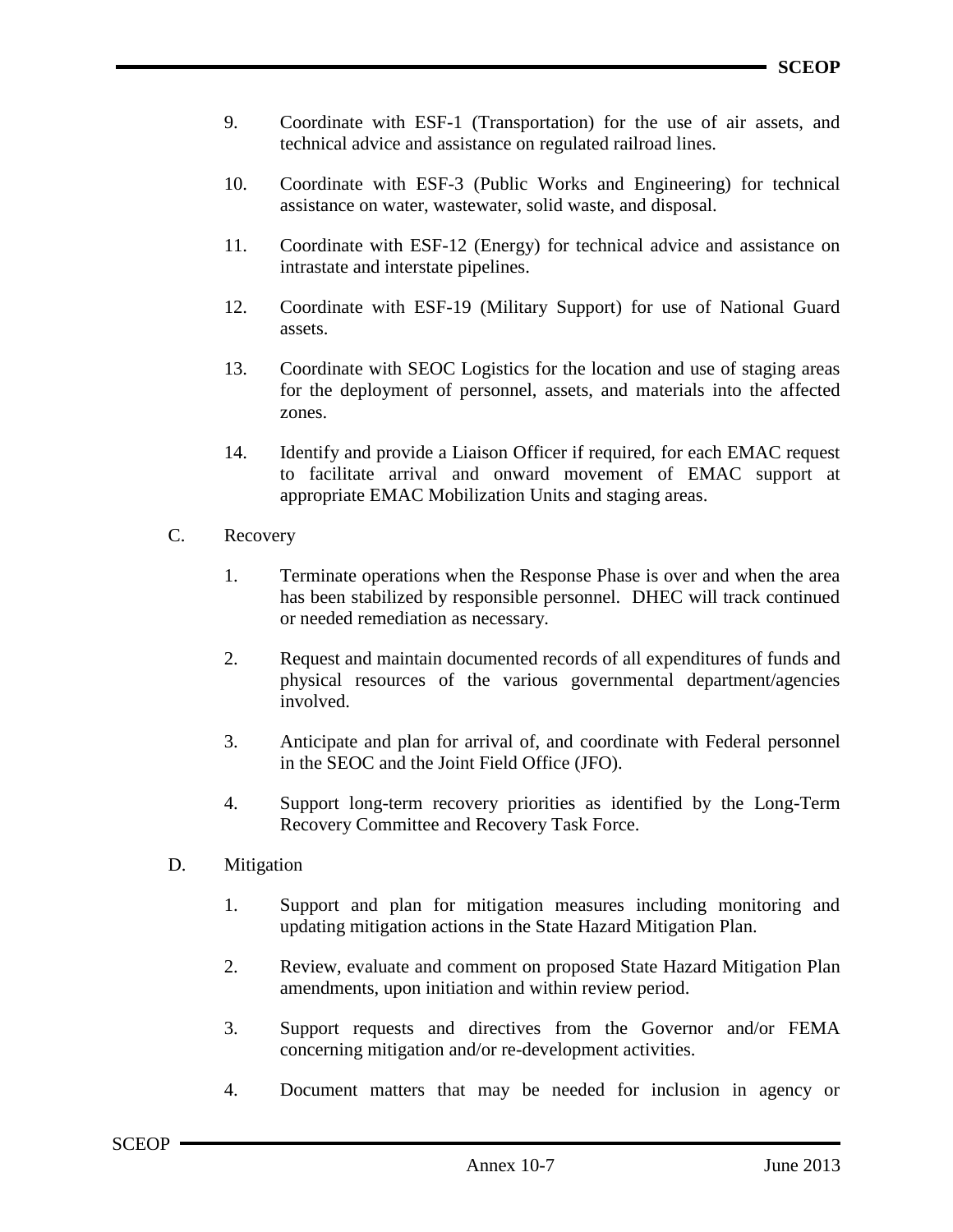9. Coordinate with ESF-1 (Transportation) for the use of air assets, and technical advice and assistance on regulated railroad lines.

10. Coordinate with ESF-3 (Public Works and Engineering) for technical assistance on water, wastewater, solid waste, and disposal.

11. Coordinate with ESF-12 (Energy) for technical advice and assistance on intrastate and interstate pipelines.

12. Coordinate with ESF-19 (Military Support) for use of National Guard assets.

13. Coordinate with SEOC Logistics for the location and use of staging areas for the deployment of personnel, assets, and materials into the affected zones.

14. Identify and provide a Liaison Officer if required, for each EMAC request to facilitate arrival and onward movement of EMAC support at appropriate EMAC Mobilization Units and staging areas.

C. Recovery

1. Terminate operations when the Response Phase is over and when the area has been stabilized by responsible personnel. DHEC will track continued or needed remediation as necessary.

2. Request and maintain documented records of all expenditures of funds and physical resources of the various governmental department/agencies involved.

3. Anticipate and plan for arrival of, and coordinate with Federal personnel in the SEOC and the Joint Field Office (JFO).

4. Support long-term recovery priorities as identified by the Long-Term Recovery Committee and Recovery Task Force.

D. Mitigation

1. Support and plan for mitigation measures including monitoring and updating mitigation actions in the State Hazard Mitigation Plan.

2. Review, evaluate and comment on proposed State Hazard Mitigation Plan amendments, upon initiation and within review period.

3. Support requests and directives from the Governor and/or FEMA concerning mitigation and/or re-development activities.

4. Document matters that may be needed for inclusion in agency or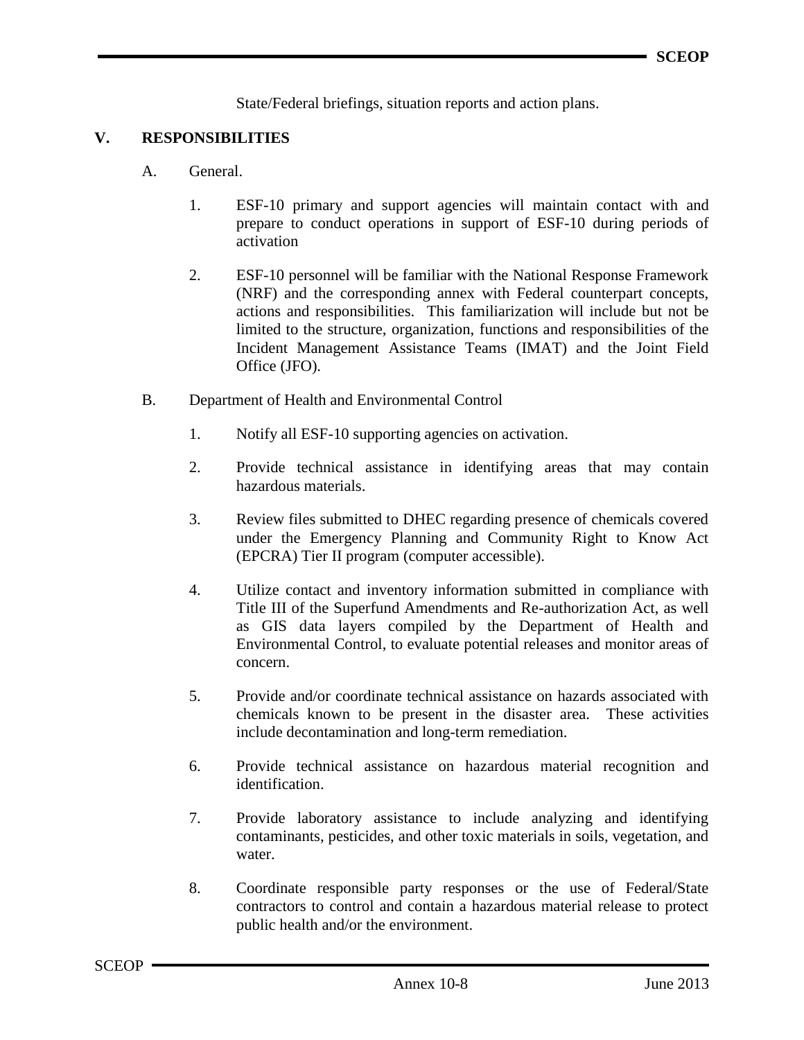State/Federal briefings, situation reports and action plans.

## V. RESPONSIBILITIES

A. General.

1. ESF-10 primary and support agencies will maintain contact with and prepare to conduct operations in support of ESF-10 during periods of activation

2. ESF-10 personnel will be familiar with the National Response Framework (NRF) and the corresponding annex with Federal counterpart concepts, actions and responsibilities. This familiarization will include but not be limited to the structure, organization, functions and responsibilities of the Incident Management Assistance Teams (IMAT) and the Joint Field Office (JFO).

B. Department of Health and Environmental Control

1. Notify all ESF-10 supporting agencies on activation.

2. Provide technical assistance in identifying areas that may contain hazardous materials.

3. Review files submitted to DHEC regarding presence of chemicals covered under the Emergency Planning and Community Right to Know Act (EPCRA) Tier II program (computer accessible).

4. Utilize contact and inventory information submitted in compliance with Title III of the Superfund Amendments and Re-authorization Act, as well as GIS data layers compiled by the Department of Health and Environmental Control, to evaluate potential releases and monitor areas of concern.

5. Provide and/or coordinate technical assistance on hazards associated with chemicals known to be present in the disaster area. These activities include decontamination and long-term remediation.

6. Provide technical assistance on hazardous material recognition and identification.

7. Provide laboratory assistance to include analyzing and identifying contaminants, pesticides, and other toxic materials in soils, vegetation, and water.

8. Coordinate responsible party responses or the use of Federal/State contractors to control and contain a hazardous material release to protect public health and/or the environment.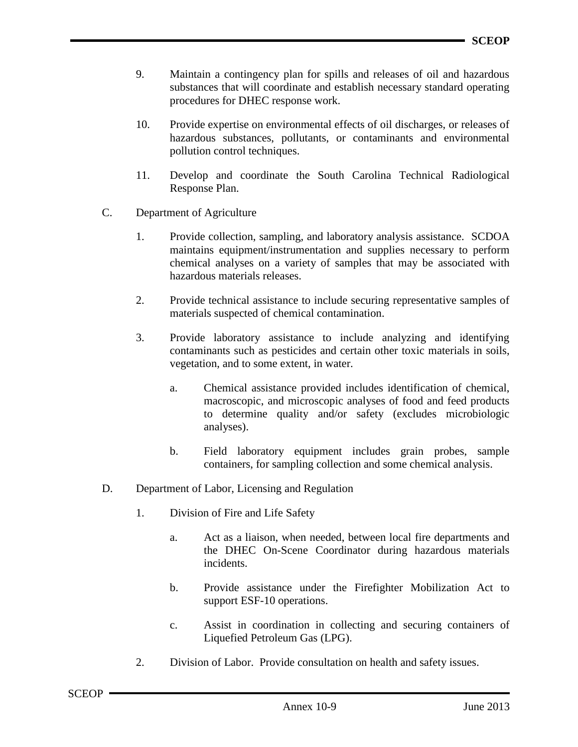9. Maintain a contingency plan for spills and releases of oil and hazardous substances that will coordinate and establish necessary standard operating procedures for DHEC response work.

10. Provide expertise on environmental effects of oil discharges, or releases of hazardous substances, pollutants, or contaminants and environmental pollution control techniques.

11. Develop and coordinate the South Carolina Technical Radiological Response Plan.

C. Department of Agriculture

   1. Provide collection, sampling, and laboratory analysis assistance. SCDOA maintains equipment/instrumentation and supplies necessary to perform chemical analyses on a variety of samples that may be associated with hazardous materials releases.

   2. Provide technical assistance to include securing representative samples of materials suspected of chemical contamination.

   3. Provide laboratory assistance to include analyzing and identifying contaminants such as pesticides and certain other toxic materials in soils, vegetation, and to some extent, in water.

      a. Chemical assistance provided includes identification of chemical, macroscopic, and microscopic analyses of food and feed products to determine quality and/or safety (excludes microbiologic analyses).

      b. Field laboratory equipment includes grain probes, sample containers, for sampling collection and some chemical analysis.

D. Department of Labor, Licensing and Regulation

   1. Division of Fire and Life Safety

      a. Act as a liaison, when needed, between local fire departments and the DHEC On-Scene Coordinator during hazardous materials incidents.

      b. Provide assistance under the Firefighter Mobilization Act to support ESF-10 operations.

      c. Assist in coordination in collecting and securing containers of Liquefied Petroleum Gas (LPG).

   2. Division of Labor. Provide consultation on health and safety issues.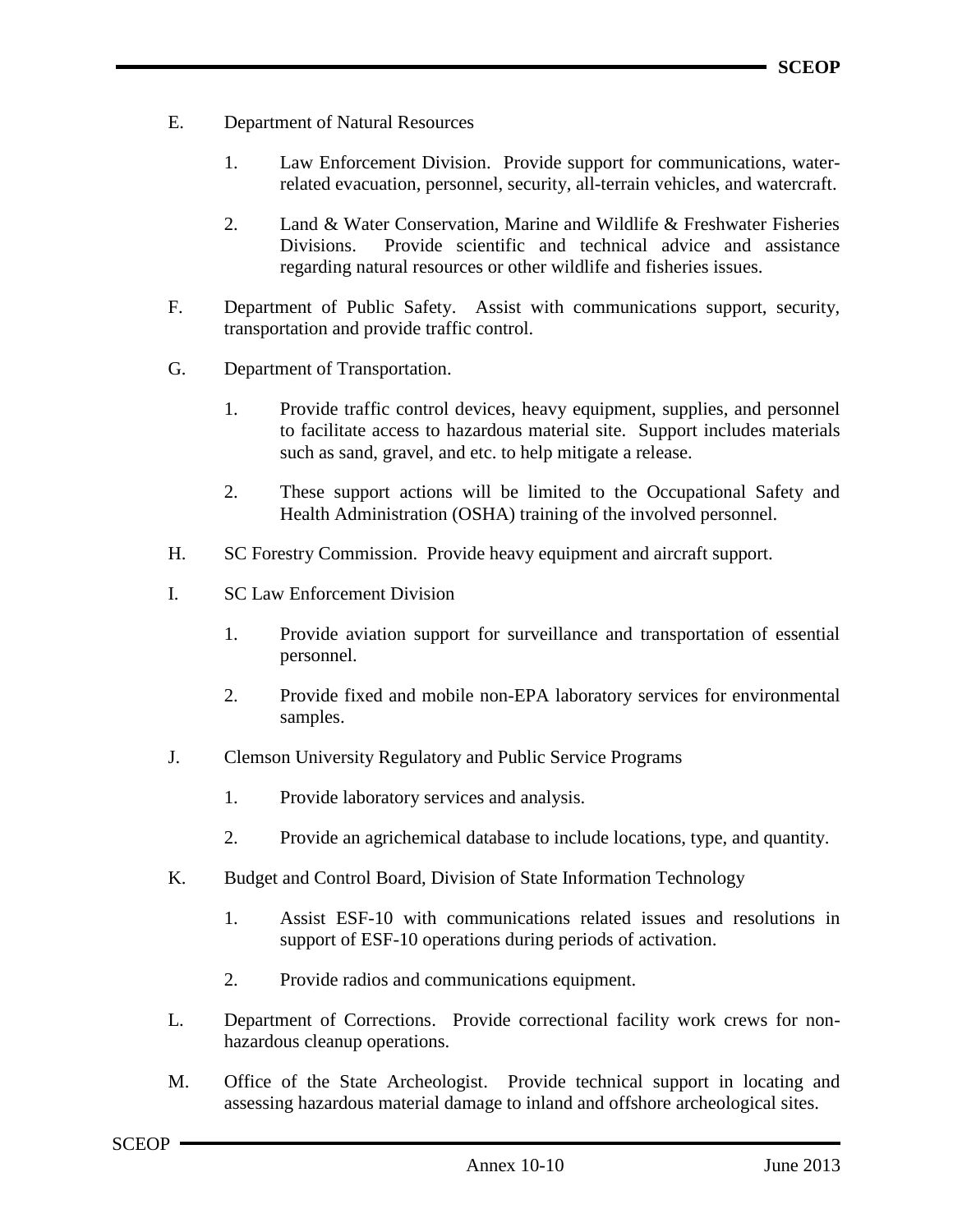E. Department of Natural Resources

   1. Law Enforcement Division. Provide support for communications, water-related evacuation, personnel, security, all-terrain vehicles, and watercraft.

   2. Land & Water Conservation, Marine and Wildlife & Freshwater Fisheries Divisions. Provide scientific and technical advice and assistance regarding natural resources or other wildlife and fisheries issues.

F. Department of Public Safety. Assist with communications support, security, transportation and provide traffic control.

G. Department of Transportation.

   1. Provide traffic control devices, heavy equipment, supplies, and personnel to facilitate access to hazardous material site. Support includes materials such as sand, gravel, and etc. to help mitigate a release.

   2. These support actions will be limited to the Occupational Safety and Health Administration (OSHA) training of the involved personnel.

H. SC Forestry Commission. Provide heavy equipment and aircraft support.

I. SC Law Enforcement Division

   1. Provide aviation support for surveillance and transportation of essential personnel.

   2. Provide fixed and mobile non-EPA laboratory services for environmental samples.

J. Clemson University Regulatory and Public Service Programs

   1. Provide laboratory services and analysis.

   2. Provide an agrichemical database to include locations, type, and quantity.

K. Budget and Control Board, Division of State Information Technology

   1. Assist ESF-10 with communications related issues and resolutions in support of ESF-10 operations during periods of activation.

   2. Provide radios and communications equipment.

L. Department of Corrections. Provide correctional facility work crews for non-hazardous cleanup operations.

M. Office of the State Archeologist. Provide technical support in locating and assessing hazardous material damage to inland and offshore archeological sites.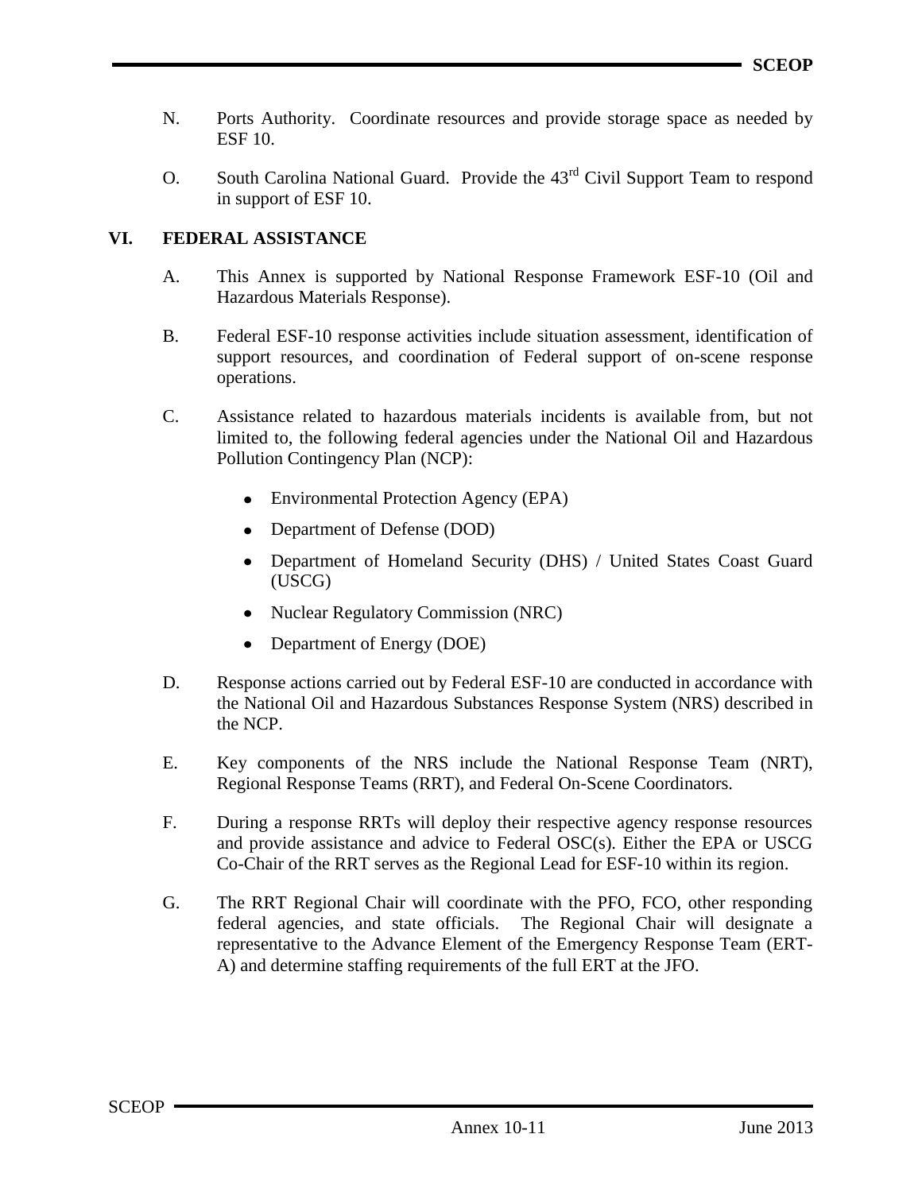N. Ports Authority. Coordinate resources and provide storage space as needed by ESF 10.

O. South Carolina National Guard. Provide the 43rd Civil Support Team to respond in support of ESF 10.

## VI. FEDERAL ASSISTANCE

A. This Annex is supported by National Response Framework ESF-10 (Oil and Hazardous Materials Response).

B. Federal ESF-10 response activities include situation assessment, identification of support resources, and coordination of Federal support of on-scene response operations.

C. Assistance related to hazardous materials incidents is available from, but not limited to, the following federal agencies under the National Oil and Hazardous Pollution Contingency Plan (NCP):

- Environmental Protection Agency (EPA)
- Department of Defense (DOD)
- Department of Homeland Security (DHS) / United States Coast Guard (USCG)
- Nuclear Regulatory Commission (NRC)
- Department of Energy (DOE)

D. Response actions carried out by Federal ESF-10 are conducted in accordance with the National Oil and Hazardous Substances Response System (NRS) described in the NCP.

E. Key components of the NRS include the National Response Team (NRT), Regional Response Teams (RRT), and Federal On-Scene Coordinators.

F. During a response RRTs will deploy their respective agency response resources and provide assistance and advice to Federal OSC(s). Either the EPA or USCG Co-Chair of the RRT serves as the Regional Lead for ESF-10 within its region.

G. The RRT Regional Chair will coordinate with the PFO, FCO, other responding federal agencies, and state officials. The Regional Chair will designate a representative to the Advance Element of the Emergency Response Team (ERT-A) and determine staffing requirements of the full ERT at the JFO.